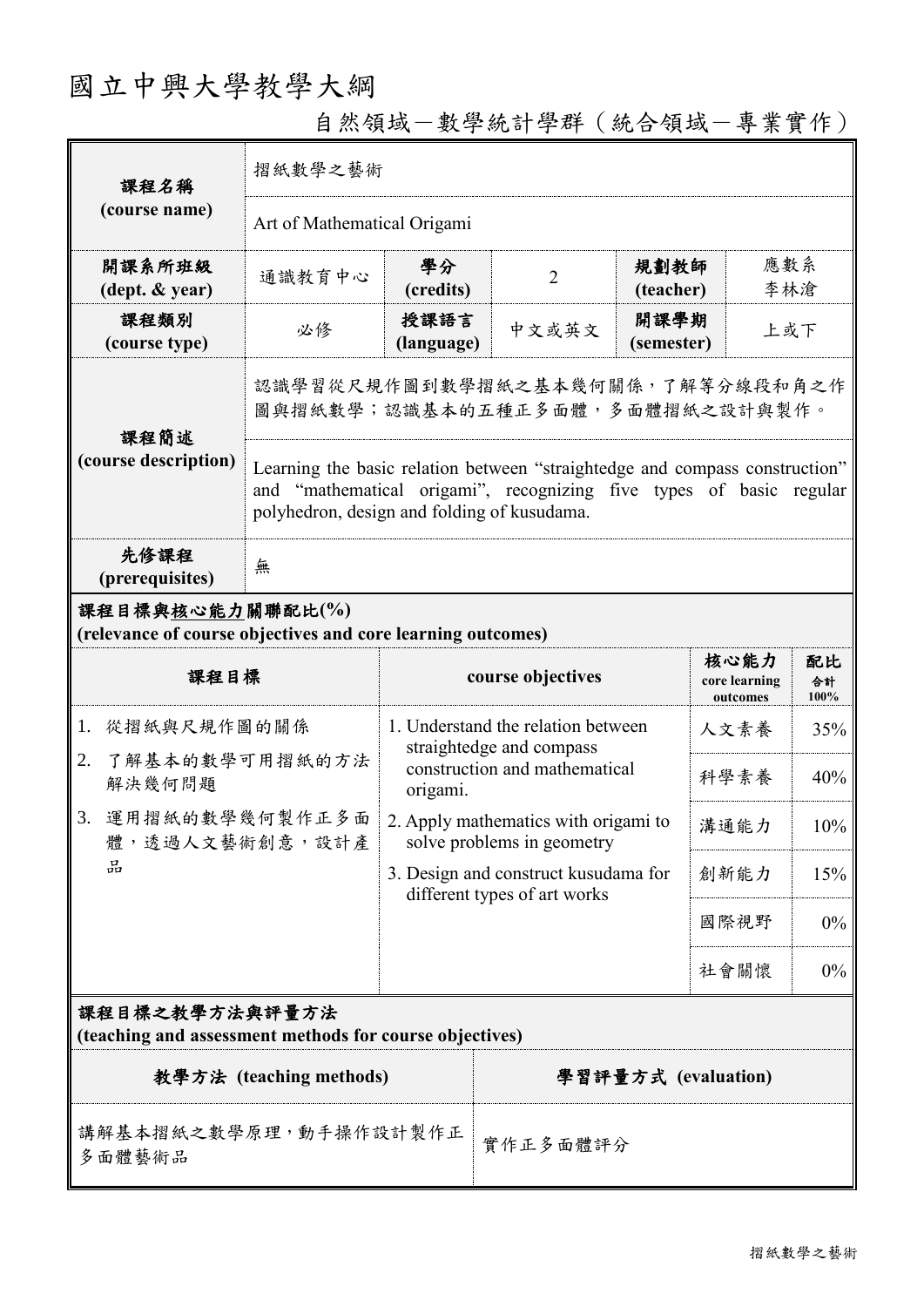# 國立中興大學教學大綱

自然領域－數學統計學群（統合領域－專業實作）

| | | | | | |
|---|---|---|---|---|---|
| **課程名稱 (course name)** | 摺紙數學之藝術 | | | | |
| | Art of Mathematical Origami | | | | |
| **開課系所班級 (dept. & year)** | 通識教育中心 | **學分 (credits)** | 2 | **規劃教師 (teacher)** | 應數系 李林滄 |
| **課程類別 (course type)** | 必修 | **授課語言 (language)** | 中文或英文 | **開課學期 (semester)** | 上或下 |
| **課程簡述 (course description)** | 認識學習從尺規作圖到數學摺紙之基本幾何關係，了解等分線段和角之作圖與摺紙數學；認識基本的五種正多面體，多面體摺紙之設計與製作。 | | | | |
| | Learning the basic relation between “straightedge and compass construction” and “mathematical origami”, recognizing five types of basic regular polyhedron, design and folding of kusudama. | | | | |
| **先修課程 (prerequisites)** | 無 | | | | |

**課程目標與核心能力關聯配比(%)**
**(relevance of course objectives and core learning outcomes)**

| 課程目標 | course objectives | 核心能力 core learning outcomes | 配比 合計 100% |
|---|---|---|---|
| 1. 從摺紙與尺規作圖的關係<br>2. 了解基本的數學可用摺紙的方法解決幾何問題<br>3. 運用摺紙的數學幾何製作正多面體，透過人文藝術創意，設計產品 | 1. Understand the relation between straightedge and compass construction and mathematical origami.<br>2. Apply mathematics with origami to solve problems in geometry<br>3. Design and construct kusudama for different types of art works | 人文素養 | 35% |
| | | 科學素養 | 40% |
| | | 溝通能力 | 10% |
| | | 創新能力 | 15% |
| | | 國際視野 | 0% |
| | | 社會關懷 | 0% |

**課程目標之教學方法與評量方法**
**(teaching and assessment methods for course objectives)**

| 教學方法 (teaching methods) | 學習評量方式 (evaluation) |
|---|---|
| 講解基本摺紙之數學原理，動手操作設計製作正多面體藝術品 | 實作正多面體評分 |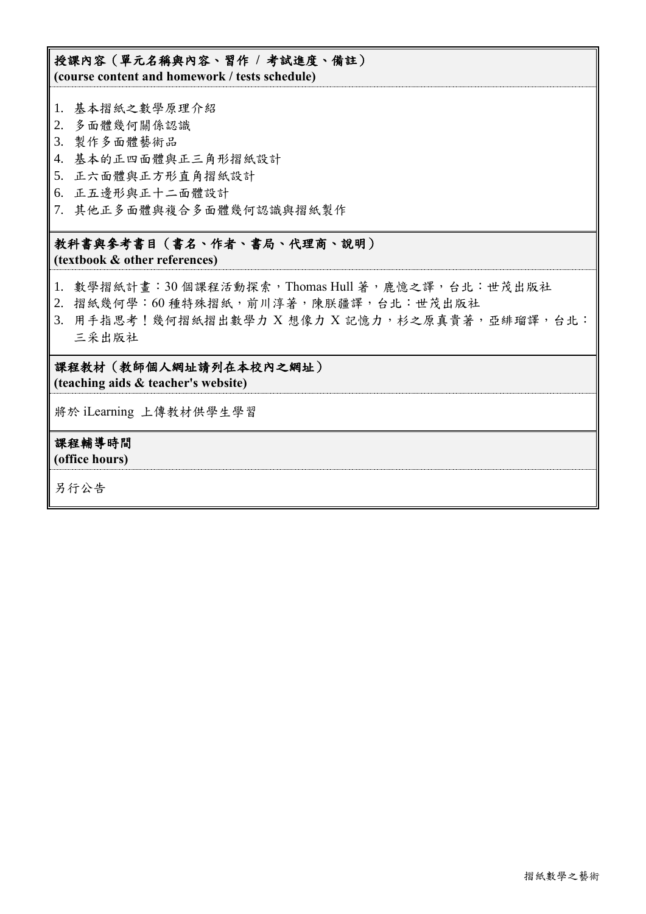## 授課內容（單元名稱與內容、習作 / 考試進度、備註）
**(course content and homework / tests schedule)**

1. 基本摺紙之數學原理介紹
2. 多面體幾何關係認識
3. 製作多面體藝術品
4. 基本的正四面體與正三角形摺紙設計
5. 正六面體與正方形直角摺紙設計
6. 正五邊形與正十二面體設計
7. 其他正多面體與複合多面體幾何認識與摺紙製作

## 教科書與參考書目（書名、作者、書局、代理商、說明）
**(textbook & other references)**

1. 數學摺紙計畫：30 個課程活動探索，Thomas Hull 著，鹿憶之譯，台北：世茂出版社
2. 摺紙幾何學：60 種特殊摺紙，前川淳著，陳朕疆譯，台北：世茂出版社
3. 用手指思考！幾何摺紙摺出數學力 X 想像力 X 記憶力，杉之原真貴著，亞緋瑠譯，台北：三采出版社

## 課程教材（教師個人網址請列在本校內之網址）
**(teaching aids & teacher's website)**

將於 iLearning 上傳教材供學生學習

## 課程輔導時間
**(office hours)**

另行公告